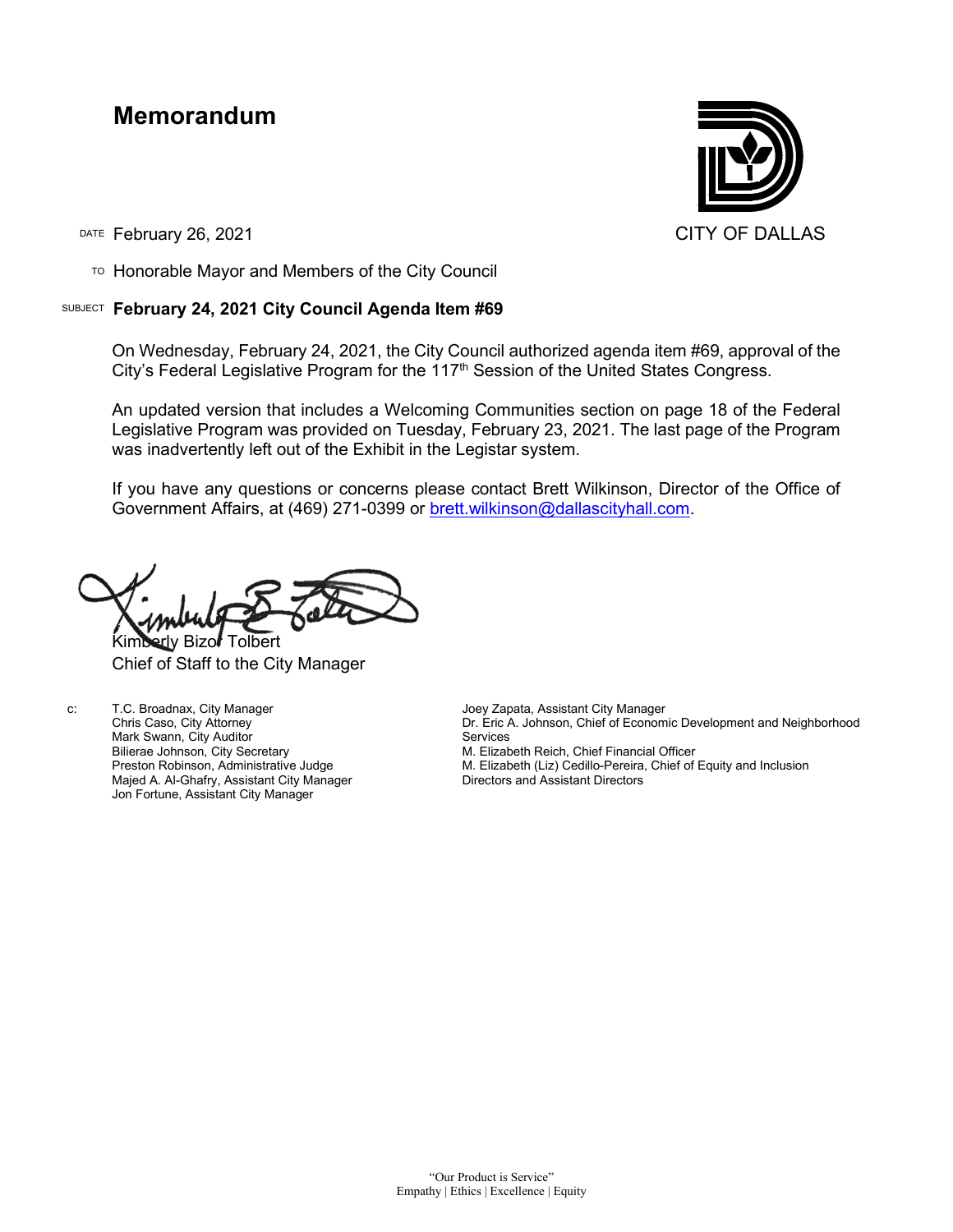# Memorandum

CITY OF DALLAS

DATE February 26, 2021

TO Honorable Mayor and Members of the City Council

SUBJECT **February 24, 2021 City Council Agenda Item #69**

On Wednesday, February 24, 2021, the City Council authorized agenda item #69, approval of the City's Federal Legislative Program for the 117th Session of the United States Congress.

An updated version that includes a Welcoming Communities section on page 18 of the Federal Legislative Program was provided on Tuesday, February 23, 2021. The last page of the Program was inadvertently left out of the Exhibit in the Legistar system.

If you have any questions or concerns please contact Brett Wilkinson, Director of the Office of Government Affairs, at (469) 271-0399 or brett.wilkinson@dallascityhall.com.

Kimberly Bizor Tolbert
Chief of Staff to the City Manager

c: T.C. Broadnax, City Manager
Chris Caso, City Attorney
Mark Swann, City Auditor
Bilierae Johnson, City Secretary
Preston Robinson, Administrative Judge
Majed A. Al-Ghafry, Assistant City Manager
Jon Fortune, Assistant City Manager
Joey Zapata, Assistant City Manager
Dr. Eric A. Johnson, Chief of Economic Development and Neighborhood Services
M. Elizabeth Reich, Chief Financial Officer
M. Elizabeth (Liz) Cedillo-Pereira, Chief of Equity and Inclusion
Directors and Assistant Directors

"Our Product is Service"
Empathy | Ethics | Excellence | Equity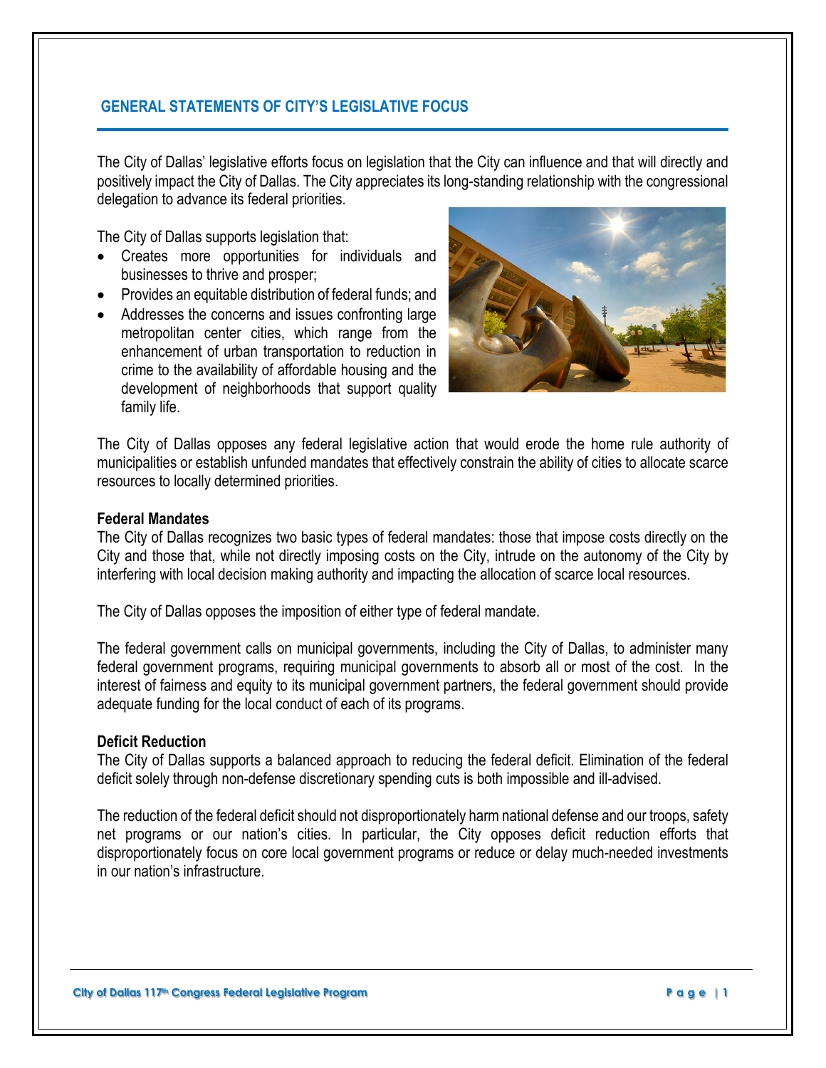## GENERAL STATEMENTS OF CITY'S LEGISLATIVE FOCUS

The City of Dallas' legislative efforts focus on legislation that the City can influence and that will directly and positively impact the City of Dallas. The City appreciates its long-standing relationship with the congressional delegation to advance its federal priorities.

The City of Dallas supports legislation that:

- Creates more opportunities for individuals and businesses to thrive and prosper;
- Provides an equitable distribution of federal funds; and
- Addresses the concerns and issues confronting large metropolitan center cities, which range from the enhancement of urban transportation to reduction in crime to the availability of affordable housing and the development of neighborhoods that support quality family life.

The City of Dallas opposes any federal legislative action that would erode the home rule authority of municipalities or establish unfunded mandates that effectively constrain the ability of cities to allocate scarce resources to locally determined priorities.

**Federal Mandates**

The City of Dallas recognizes two basic types of federal mandates: those that impose costs directly on the City and those that, while not directly imposing costs on the City, intrude on the autonomy of the City by interfering with local decision making authority and impacting the allocation of scarce local resources.

The City of Dallas opposes the imposition of either type of federal mandate.

The federal government calls on municipal governments, including the City of Dallas, to administer many federal government programs, requiring municipal governments to absorb all or most of the cost. In the interest of fairness and equity to its municipal government partners, the federal government should provide adequate funding for the local conduct of each of its programs.

**Deficit Reduction**

The City of Dallas supports a balanced approach to reducing the federal deficit. Elimination of the federal deficit solely through non-defense discretionary spending cuts is both impossible and ill-advised.

The reduction of the federal deficit should not disproportionately harm national defense and our troops, safety net programs or our nation's cities. In particular, the City opposes deficit reduction efforts that disproportionately focus on core local government programs or reduce or delay much-needed investments in our nation's infrastructure.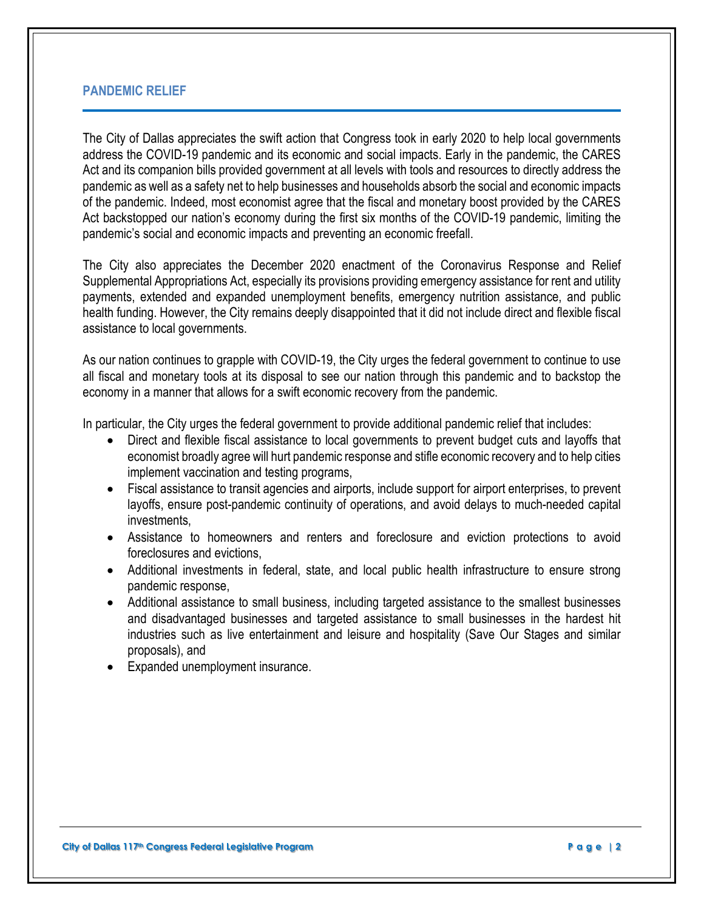## PANDEMIC RELIEF

The City of Dallas appreciates the swift action that Congress took in early 2020 to help local governments address the COVID-19 pandemic and its economic and social impacts. Early in the pandemic, the CARES Act and its companion bills provided government at all levels with tools and resources to directly address the pandemic as well as a safety net to help businesses and households absorb the social and economic impacts of the pandemic. Indeed, most economist agree that the fiscal and monetary boost provided by the CARES Act backstopped our nation's economy during the first six months of the COVID-19 pandemic, limiting the pandemic's social and economic impacts and preventing an economic freefall.

The City also appreciates the December 2020 enactment of the Coronavirus Response and Relief Supplemental Appropriations Act, especially its provisions providing emergency assistance for rent and utility payments, extended and expanded unemployment benefits, emergency nutrition assistance, and public health funding. However, the City remains deeply disappointed that it did not include direct and flexible fiscal assistance to local governments.

As our nation continues to grapple with COVID-19, the City urges the federal government to continue to use all fiscal and monetary tools at its disposal to see our nation through this pandemic and to backstop the economy in a manner that allows for a swift economic recovery from the pandemic.

In particular, the City urges the federal government to provide additional pandemic relief that includes:

- Direct and flexible fiscal assistance to local governments to prevent budget cuts and layoffs that economist broadly agree will hurt pandemic response and stifle economic recovery and to help cities implement vaccination and testing programs,
- Fiscal assistance to transit agencies and airports, include support for airport enterprises, to prevent layoffs, ensure post-pandemic continuity of operations, and avoid delays to much-needed capital investments,
- Assistance to homeowners and renters and foreclosure and eviction protections to avoid foreclosures and evictions,
- Additional investments in federal, state, and local public health infrastructure to ensure strong pandemic response,
- Additional assistance to small business, including targeted assistance to the smallest businesses and disadvantaged businesses and targeted assistance to small businesses in the hardest hit industries such as live entertainment and leisure and hospitality (Save Our Stages and similar proposals), and
- Expanded unemployment insurance.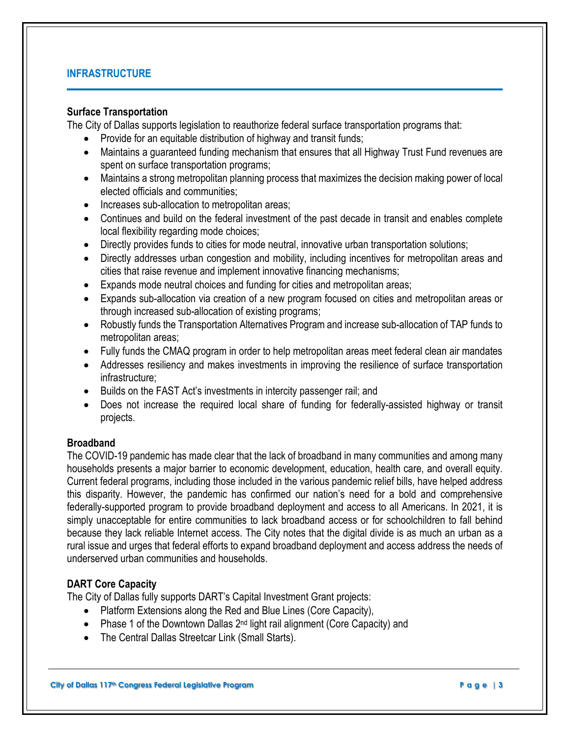## INFRASTRUCTURE

### Surface Transportation

The City of Dallas supports legislation to reauthorize federal surface transportation programs that:

- Provide for an equitable distribution of highway and transit funds;
- Maintains a guaranteed funding mechanism that ensures that all Highway Trust Fund revenues are spent on surface transportation programs;
- Maintains a strong metropolitan planning process that maximizes the decision making power of local elected officials and communities;
- Increases sub-allocation to metropolitan areas;
- Continues and build on the federal investment of the past decade in transit and enables complete local flexibility regarding mode choices;
- Directly provides funds to cities for mode neutral, innovative urban transportation solutions;
- Directly addresses urban congestion and mobility, including incentives for metropolitan areas and cities that raise revenue and implement innovative financing mechanisms;
- Expands mode neutral choices and funding for cities and metropolitan areas;
- Expands sub-allocation via creation of a new program focused on cities and metropolitan areas or through increased sub-allocation of existing programs;
- Robustly funds the Transportation Alternatives Program and increase sub-allocation of TAP funds to metropolitan areas;
- Fully funds the CMAQ program in order to help metropolitan areas meet federal clean air mandates
- Addresses resiliency and makes investments in improving the resilience of surface transportation infrastructure;
- Builds on the FAST Act's investments in intercity passenger rail; and
- Does not increase the required local share of funding for federally-assisted highway or transit projects.

### Broadband

The COVID-19 pandemic has made clear that the lack of broadband in many communities and among many households presents a major barrier to economic development, education, health care, and overall equity. Current federal programs, including those included in the various pandemic relief bills, have helped address this disparity. However, the pandemic has confirmed our nation's need for a bold and comprehensive federally-supported program to provide broadband deployment and access to all Americans. In 2021, it is simply unacceptable for entire communities to lack broadband access or for schoolchildren to fall behind because they lack reliable Internet access. The City notes that the digital divide is as much an urban as a rural issue and urges that federal efforts to expand broadband deployment and access address the needs of underserved urban communities and households.

### DART Core Capacity

The City of Dallas fully supports DART's Capital Investment Grant projects:

- Platform Extensions along the Red and Blue Lines (Core Capacity),
- Phase 1 of the Downtown Dallas 2nd light rail alignment (Core Capacity) and
- The Central Dallas Streetcar Link (Small Starts).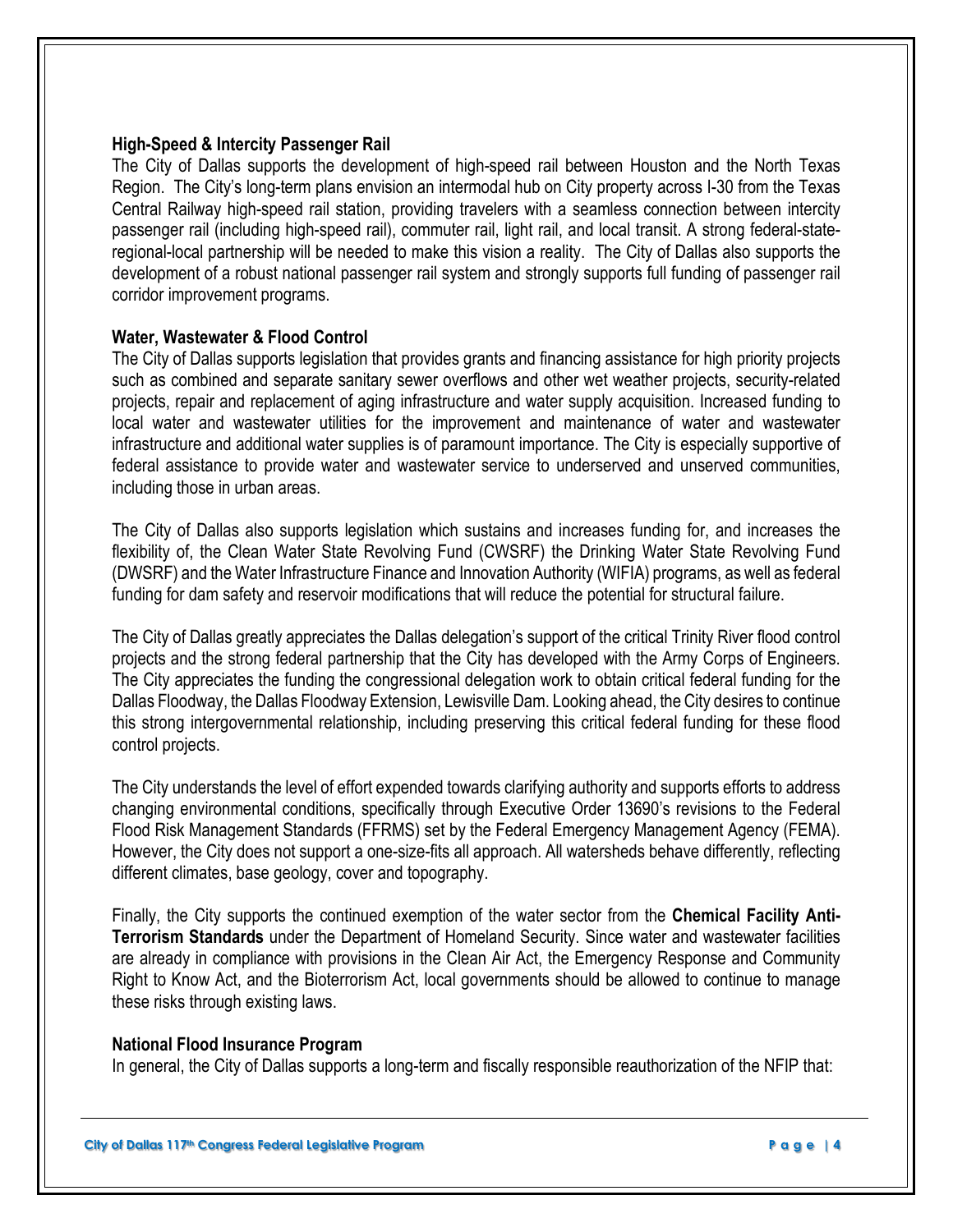**High-Speed & Intercity Passenger Rail**

The City of Dallas supports the development of high-speed rail between Houston and the North Texas Region. The City's long-term plans envision an intermodal hub on City property across I-30 from the Texas Central Railway high-speed rail station, providing travelers with a seamless connection between intercity passenger rail (including high-speed rail), commuter rail, light rail, and local transit. A strong federal-state-regional-local partnership will be needed to make this vision a reality. The City of Dallas also supports the development of a robust national passenger rail system and strongly supports full funding of passenger rail corridor improvement programs.

**Water, Wastewater & Flood Control**

The City of Dallas supports legislation that provides grants and financing assistance for high priority projects such as combined and separate sanitary sewer overflows and other wet weather projects, security-related projects, repair and replacement of aging infrastructure and water supply acquisition. Increased funding to local water and wastewater utilities for the improvement and maintenance of water and wastewater infrastructure and additional water supplies is of paramount importance. The City is especially supportive of federal assistance to provide water and wastewater service to underserved and unserved communities, including those in urban areas.

The City of Dallas also supports legislation which sustains and increases funding for, and increases the flexibility of, the Clean Water State Revolving Fund (CWSRF) the Drinking Water State Revolving Fund (DWSRF) and the Water Infrastructure Finance and Innovation Authority (WIFIA) programs, as well as federal funding for dam safety and reservoir modifications that will reduce the potential for structural failure.

The City of Dallas greatly appreciates the Dallas delegation's support of the critical Trinity River flood control projects and the strong federal partnership that the City has developed with the Army Corps of Engineers. The City appreciates the funding the congressional delegation work to obtain critical federal funding for the Dallas Floodway, the Dallas Floodway Extension, Lewisville Dam. Looking ahead, the City desires to continue this strong intergovernmental relationship, including preserving this critical federal funding for these flood control projects.

The City understands the level of effort expended towards clarifying authority and supports efforts to address changing environmental conditions, specifically through Executive Order 13690's revisions to the Federal Flood Risk Management Standards (FFRMS) set by the Federal Emergency Management Agency (FEMA). However, the City does not support a one-size-fits all approach. All watersheds behave differently, reflecting different climates, base geology, cover and topography.

Finally, the City supports the continued exemption of the water sector from the **Chemical Facility Anti-Terrorism Standards** under the Department of Homeland Security. Since water and wastewater facilities are already in compliance with provisions in the Clean Air Act, the Emergency Response and Community Right to Know Act, and the Bioterrorism Act, local governments should be allowed to continue to manage these risks through existing laws.

**National Flood Insurance Program**

In general, the City of Dallas supports a long-term and fiscally responsible reauthorization of the NFIP that: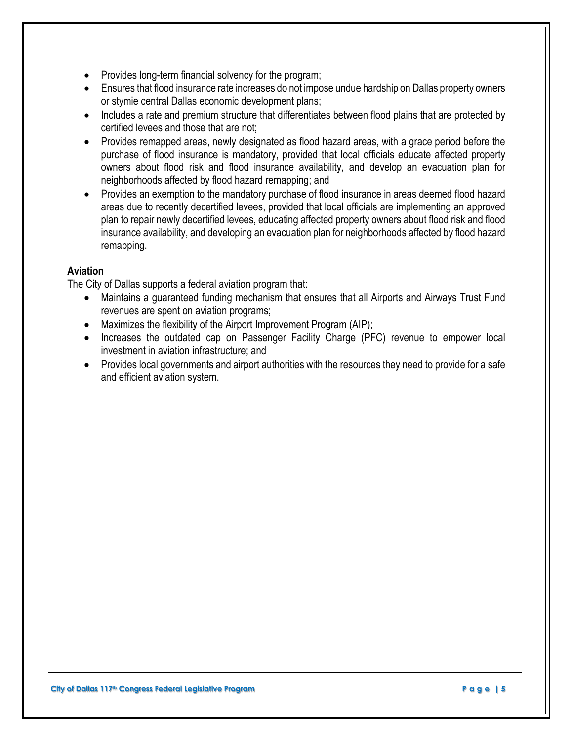- Provides long-term financial solvency for the program;
- Ensures that flood insurance rate increases do not impose undue hardship on Dallas property owners or stymie central Dallas economic development plans;
- Includes a rate and premium structure that differentiates between flood plains that are protected by certified levees and those that are not;
- Provides remapped areas, newly designated as flood hazard areas, with a grace period before the purchase of flood insurance is mandatory, provided that local officials educate affected property owners about flood risk and flood insurance availability, and develop an evacuation plan for neighborhoods affected by flood hazard remapping; and
- Provides an exemption to the mandatory purchase of flood insurance in areas deemed flood hazard areas due to recently decertified levees, provided that local officials are implementing an approved plan to repair newly decertified levees, educating affected property owners about flood risk and flood insurance availability, and developing an evacuation plan for neighborhoods affected by flood hazard remapping.

**Aviation**

The City of Dallas supports a federal aviation program that:

- Maintains a guaranteed funding mechanism that ensures that all Airports and Airways Trust Fund revenues are spent on aviation programs;
- Maximizes the flexibility of the Airport Improvement Program (AIP);
- Increases the outdated cap on Passenger Facility Charge (PFC) revenue to empower local investment in aviation infrastructure; and
- Provides local governments and airport authorities with the resources they need to provide for a safe and efficient aviation system.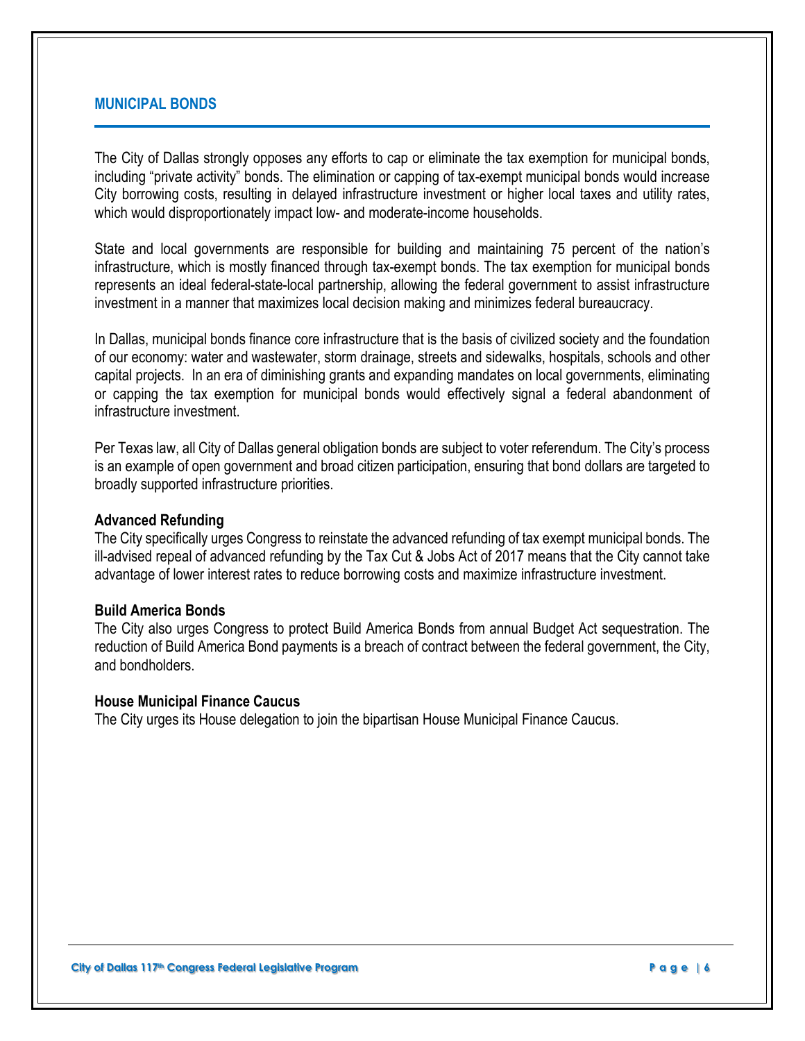## MUNICIPAL BONDS

The City of Dallas strongly opposes any efforts to cap or eliminate the tax exemption for municipal bonds, including "private activity" bonds. The elimination or capping of tax-exempt municipal bonds would increase City borrowing costs, resulting in delayed infrastructure investment or higher local taxes and utility rates, which would disproportionately impact low- and moderate-income households.

State and local governments are responsible for building and maintaining 75 percent of the nation's infrastructure, which is mostly financed through tax-exempt bonds. The tax exemption for municipal bonds represents an ideal federal-state-local partnership, allowing the federal government to assist infrastructure investment in a manner that maximizes local decision making and minimizes federal bureaucracy.

In Dallas, municipal bonds finance core infrastructure that is the basis of civilized society and the foundation of our economy: water and wastewater, storm drainage, streets and sidewalks, hospitals, schools and other capital projects. In an era of diminishing grants and expanding mandates on local governments, eliminating or capping the tax exemption for municipal bonds would effectively signal a federal abandonment of infrastructure investment.

Per Texas law, all City of Dallas general obligation bonds are subject to voter referendum. The City's process is an example of open government and broad citizen participation, ensuring that bond dollars are targeted to broadly supported infrastructure priorities.

**Advanced Refunding**
The City specifically urges Congress to reinstate the advanced refunding of tax exempt municipal bonds. The ill-advised repeal of advanced refunding by the Tax Cut & Jobs Act of 2017 means that the City cannot take advantage of lower interest rates to reduce borrowing costs and maximize infrastructure investment.

**Build America Bonds**
The City also urges Congress to protect Build America Bonds from annual Budget Act sequestration. The reduction of Build America Bond payments is a breach of contract between the federal government, the City, and bondholders.

**House Municipal Finance Caucus**
The City urges its House delegation to join the bipartisan House Municipal Finance Caucus.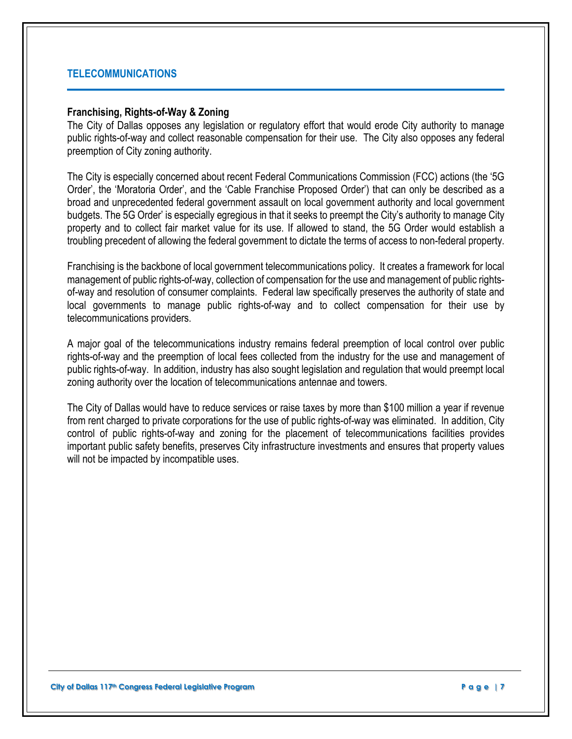## TELECOMMUNICATIONS

### Franchising, Rights-of-Way & Zoning

The City of Dallas opposes any legislation or regulatory effort that would erode City authority to manage public rights-of-way and collect reasonable compensation for their use. The City also opposes any federal preemption of City zoning authority.

The City is especially concerned about recent Federal Communications Commission (FCC) actions (the '5G Order', the 'Moratoria Order', and the 'Cable Franchise Proposed Order') that can only be described as a broad and unprecedented federal government assault on local government authority and local government budgets. The 5G Order' is especially egregious in that it seeks to preempt the City's authority to manage City property and to collect fair market value for its use. If allowed to stand, the 5G Order would establish a troubling precedent of allowing the federal government to dictate the terms of access to non-federal property.

Franchising is the backbone of local government telecommunications policy. It creates a framework for local management of public rights-of-way, collection of compensation for the use and management of public rights-of-way and resolution of consumer complaints. Federal law specifically preserves the authority of state and local governments to manage public rights-of-way and to collect compensation for their use by telecommunications providers.

A major goal of the telecommunications industry remains federal preemption of local control over public rights-of-way and the preemption of local fees collected from the industry for the use and management of public rights-of-way. In addition, industry has also sought legislation and regulation that would preempt local zoning authority over the location of telecommunications antennae and towers.

The City of Dallas would have to reduce services or raise taxes by more than $100 million a year if revenue from rent charged to private corporations for the use of public rights-of-way was eliminated. In addition, City control of public rights-of-way and zoning for the placement of telecommunications facilities provides important public safety benefits, preserves City infrastructure investments and ensures that property values will not be impacted by incompatible uses.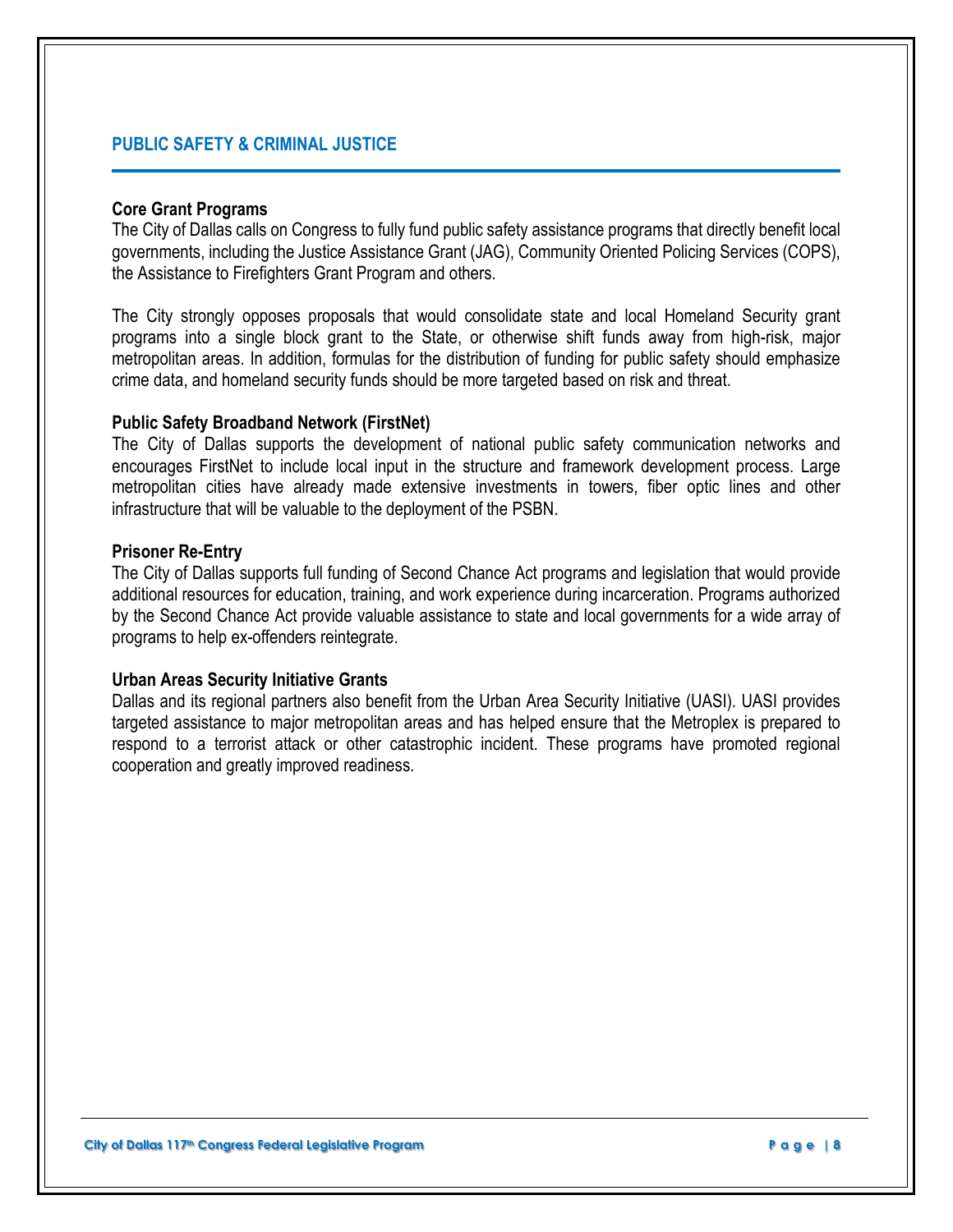## PUBLIC SAFETY & CRIMINAL JUSTICE

### Core Grant Programs

The City of Dallas calls on Congress to fully fund public safety assistance programs that directly benefit local governments, including the Justice Assistance Grant (JAG), Community Oriented Policing Services (COPS), the Assistance to Firefighters Grant Program and others.

The City strongly opposes proposals that would consolidate state and local Homeland Security grant programs into a single block grant to the State, or otherwise shift funds away from high-risk, major metropolitan areas. In addition, formulas for the distribution of funding for public safety should emphasize crime data, and homeland security funds should be more targeted based on risk and threat.

### Public Safety Broadband Network (FirstNet)

The City of Dallas supports the development of national public safety communication networks and encourages FirstNet to include local input in the structure and framework development process. Large metropolitan cities have already made extensive investments in towers, fiber optic lines and other infrastructure that will be valuable to the deployment of the PSBN.

### Prisoner Re-Entry

The City of Dallas supports full funding of Second Chance Act programs and legislation that would provide additional resources for education, training, and work experience during incarceration. Programs authorized by the Second Chance Act provide valuable assistance to state and local governments for a wide array of programs to help ex-offenders reintegrate.

### Urban Areas Security Initiative Grants

Dallas and its regional partners also benefit from the Urban Area Security Initiative (UASI). UASI provides targeted assistance to major metropolitan areas and has helped ensure that the Metroplex is prepared to respond to a terrorist attack or other catastrophic incident. These programs have promoted regional cooperation and greatly improved readiness.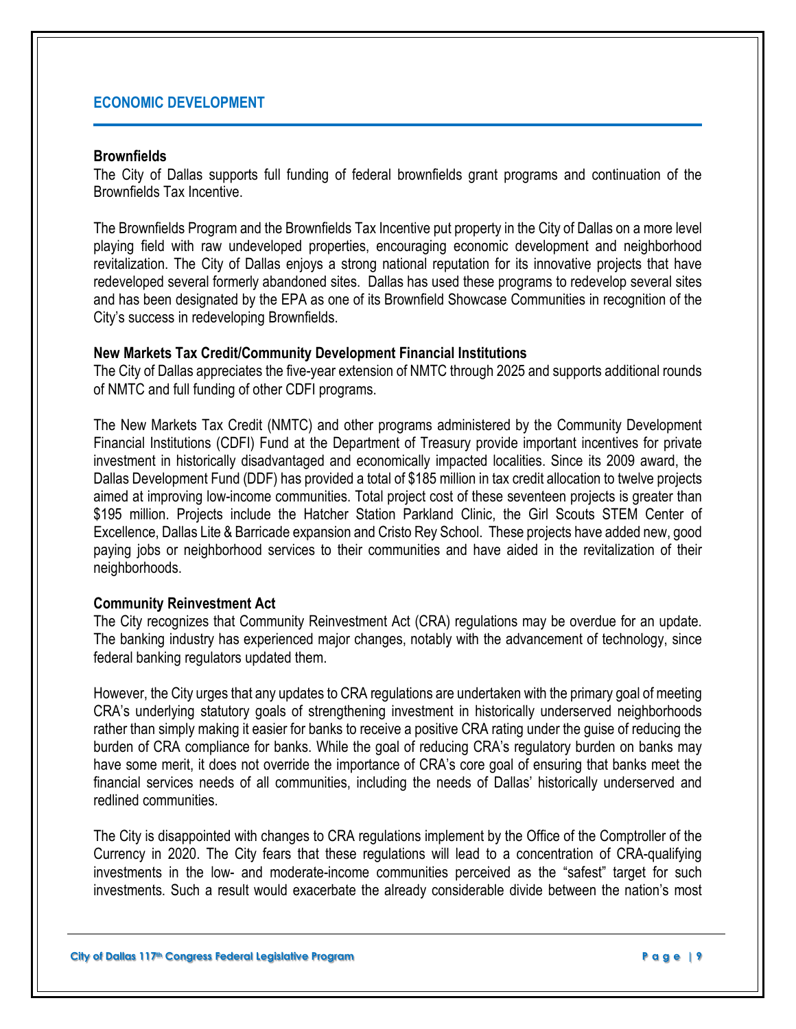## ECONOMIC DEVELOPMENT

**Brownfields**

The City of Dallas supports full funding of federal brownfields grant programs and continuation of the Brownfields Tax Incentive.

The Brownfields Program and the Brownfields Tax Incentive put property in the City of Dallas on a more level playing field with raw undeveloped properties, encouraging economic development and neighborhood revitalization. The City of Dallas enjoys a strong national reputation for its innovative projects that have redeveloped several formerly abandoned sites. Dallas has used these programs to redevelop several sites and has been designated by the EPA as one of its Brownfield Showcase Communities in recognition of the City's success in redeveloping Brownfields.

**New Markets Tax Credit/Community Development Financial Institutions**

The City of Dallas appreciates the five-year extension of NMTC through 2025 and supports additional rounds of NMTC and full funding of other CDFI programs.

The New Markets Tax Credit (NMTC) and other programs administered by the Community Development Financial Institutions (CDFI) Fund at the Department of Treasury provide important incentives for private investment in historically disadvantaged and economically impacted localities. Since its 2009 award, the Dallas Development Fund (DDF) has provided a total of $185 million in tax credit allocation to twelve projects aimed at improving low-income communities. Total project cost of these seventeen projects is greater than $195 million. Projects include the Hatcher Station Parkland Clinic, the Girl Scouts STEM Center of Excellence, Dallas Lite & Barricade expansion and Cristo Rey School. These projects have added new, good paying jobs or neighborhood services to their communities and have aided in the revitalization of their neighborhoods.

**Community Reinvestment Act**

The City recognizes that Community Reinvestment Act (CRA) regulations may be overdue for an update. The banking industry has experienced major changes, notably with the advancement of technology, since federal banking regulators updated them.

However, the City urges that any updates to CRA regulations are undertaken with the primary goal of meeting CRA's underlying statutory goals of strengthening investment in historically underserved neighborhoods rather than simply making it easier for banks to receive a positive CRA rating under the guise of reducing the burden of CRA compliance for banks. While the goal of reducing CRA's regulatory burden on banks may have some merit, it does not override the importance of CRA's core goal of ensuring that banks meet the financial services needs of all communities, including the needs of Dallas' historically underserved and redlined communities.

The City is disappointed with changes to CRA regulations implement by the Office of the Comptroller of the Currency in 2020. The City fears that these regulations will lead to a concentration of CRA-qualifying investments in the low- and moderate-income communities perceived as the "safest" target for such investments. Such a result would exacerbate the already considerable divide between the nation's most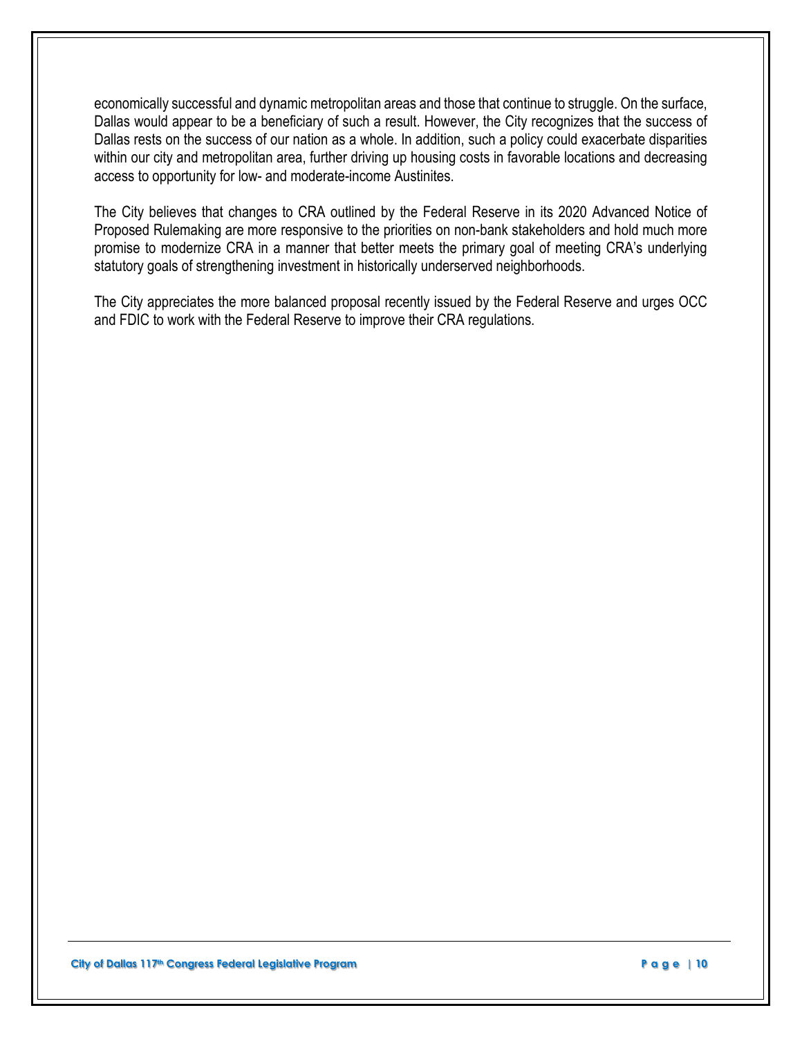economically successful and dynamic metropolitan areas and those that continue to struggle. On the surface, Dallas would appear to be a beneficiary of such a result. However, the City recognizes that the success of Dallas rests on the success of our nation as a whole. In addition, such a policy could exacerbate disparities within our city and metropolitan area, further driving up housing costs in favorable locations and decreasing access to opportunity for low- and moderate-income Austinites.

The City believes that changes to CRA outlined by the Federal Reserve in its 2020 Advanced Notice of Proposed Rulemaking are more responsive to the priorities on non-bank stakeholders and hold much more promise to modernize CRA in a manner that better meets the primary goal of meeting CRA's underlying statutory goals of strengthening investment in historically underserved neighborhoods.

The City appreciates the more balanced proposal recently issued by the Federal Reserve and urges OCC and FDIC to work with the Federal Reserve to improve their CRA regulations.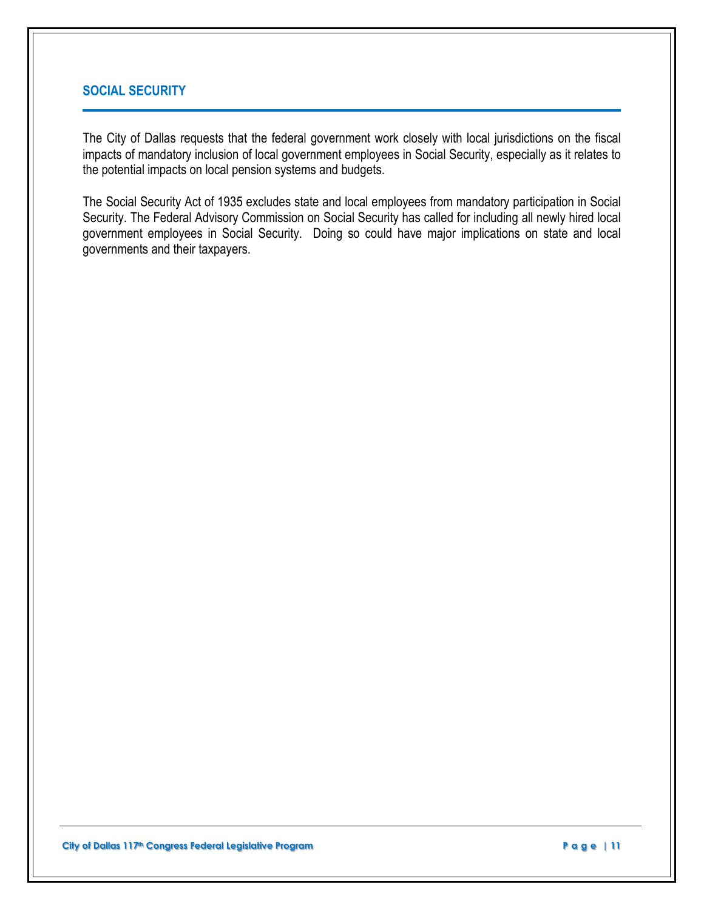## SOCIAL SECURITY

The City of Dallas requests that the federal government work closely with local jurisdictions on the fiscal impacts of mandatory inclusion of local government employees in Social Security, especially as it relates to the potential impacts on local pension systems and budgets.

The Social Security Act of 1935 excludes state and local employees from mandatory participation in Social Security. The Federal Advisory Commission on Social Security has called for including all newly hired local government employees in Social Security. Doing so could have major implications on state and local governments and their taxpayers.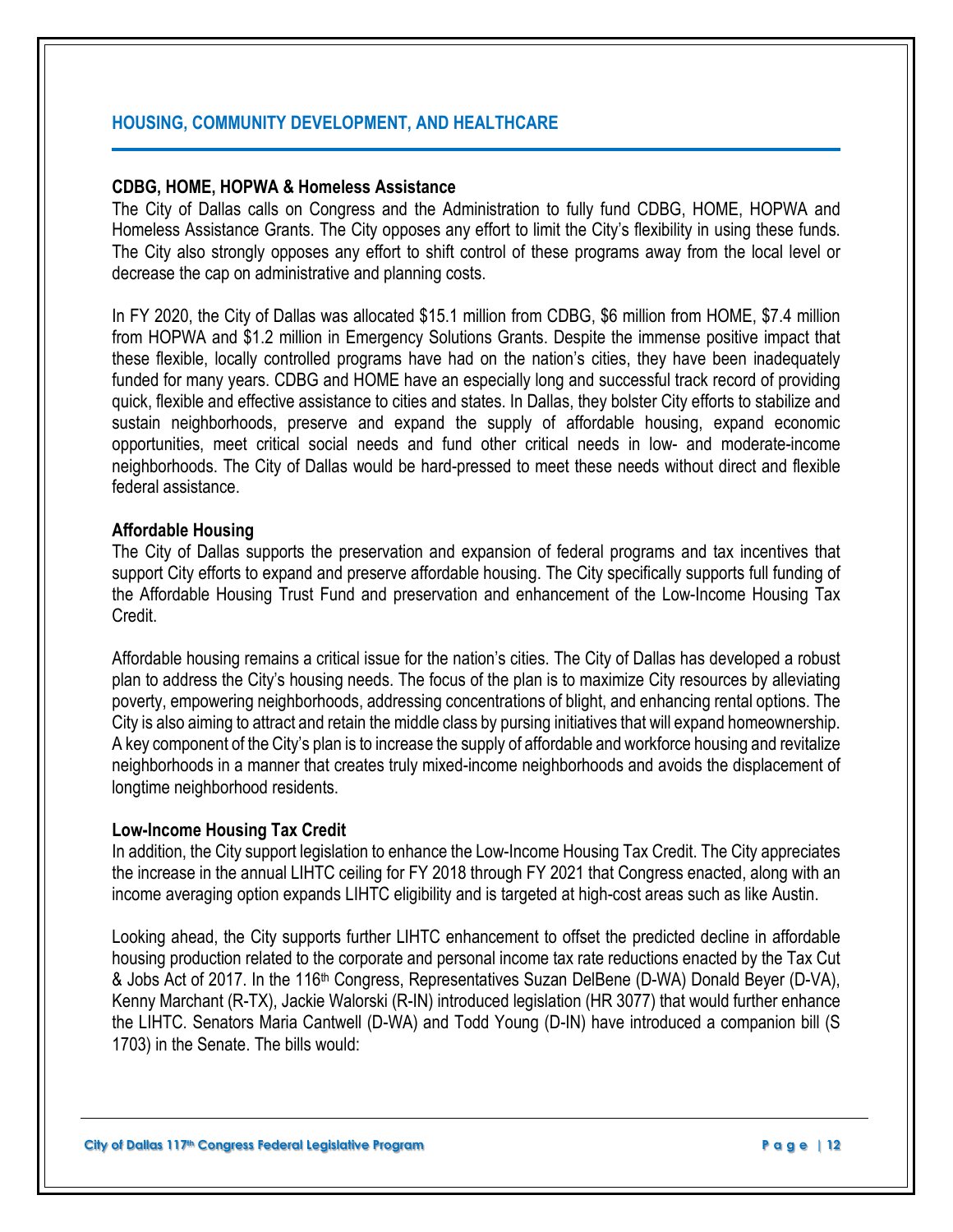## HOUSING, COMMUNITY DEVELOPMENT, AND HEALTHCARE

**CDBG, HOME, HOPWA & Homeless Assistance**

The City of Dallas calls on Congress and the Administration to fully fund CDBG, HOME, HOPWA and Homeless Assistance Grants. The City opposes any effort to limit the City's flexibility in using these funds. The City also strongly opposes any effort to shift control of these programs away from the local level or decrease the cap on administrative and planning costs.

In FY 2020, the City of Dallas was allocated $15.1 million from CDBG, $6 million from HOME, $7.4 million from HOPWA and $1.2 million in Emergency Solutions Grants. Despite the immense positive impact that these flexible, locally controlled programs have had on the nation's cities, they have been inadequately funded for many years. CDBG and HOME have an especially long and successful track record of providing quick, flexible and effective assistance to cities and states. In Dallas, they bolster City efforts to stabilize and sustain neighborhoods, preserve and expand the supply of affordable housing, expand economic opportunities, meet critical social needs and fund other critical needs in low- and moderate-income neighborhoods. The City of Dallas would be hard-pressed to meet these needs without direct and flexible federal assistance.

**Affordable Housing**

The City of Dallas supports the preservation and expansion of federal programs and tax incentives that support City efforts to expand and preserve affordable housing. The City specifically supports full funding of the Affordable Housing Trust Fund and preservation and enhancement of the Low-Income Housing Tax Credit.

Affordable housing remains a critical issue for the nation's cities. The City of Dallas has developed a robust plan to address the City's housing needs. The focus of the plan is to maximize City resources by alleviating poverty, empowering neighborhoods, addressing concentrations of blight, and enhancing rental options. The City is also aiming to attract and retain the middle class by pursing initiatives that will expand homeownership. A key component of the City's plan is to increase the supply of affordable and workforce housing and revitalize neighborhoods in a manner that creates truly mixed-income neighborhoods and avoids the displacement of longtime neighborhood residents.

**Low-Income Housing Tax Credit**

In addition, the City support legislation to enhance the Low-Income Housing Tax Credit. The City appreciates the increase in the annual LIHTC ceiling for FY 2018 through FY 2021 that Congress enacted, along with an income averaging option expands LIHTC eligibility and is targeted at high-cost areas such as like Austin.

Looking ahead, the City supports further LIHTC enhancement to offset the predicted decline in affordable housing production related to the corporate and personal income tax rate reductions enacted by the Tax Cut & Jobs Act of 2017. In the 116th Congress, Representatives Suzan DelBene (D-WA) Donald Beyer (D-VA), Kenny Marchant (R-TX), Jackie Walorski (R-IN) introduced legislation (HR 3077) that would further enhance the LIHTC. Senators Maria Cantwell (D-WA) and Todd Young (D-IN) have introduced a companion bill (S 1703) in the Senate. The bills would: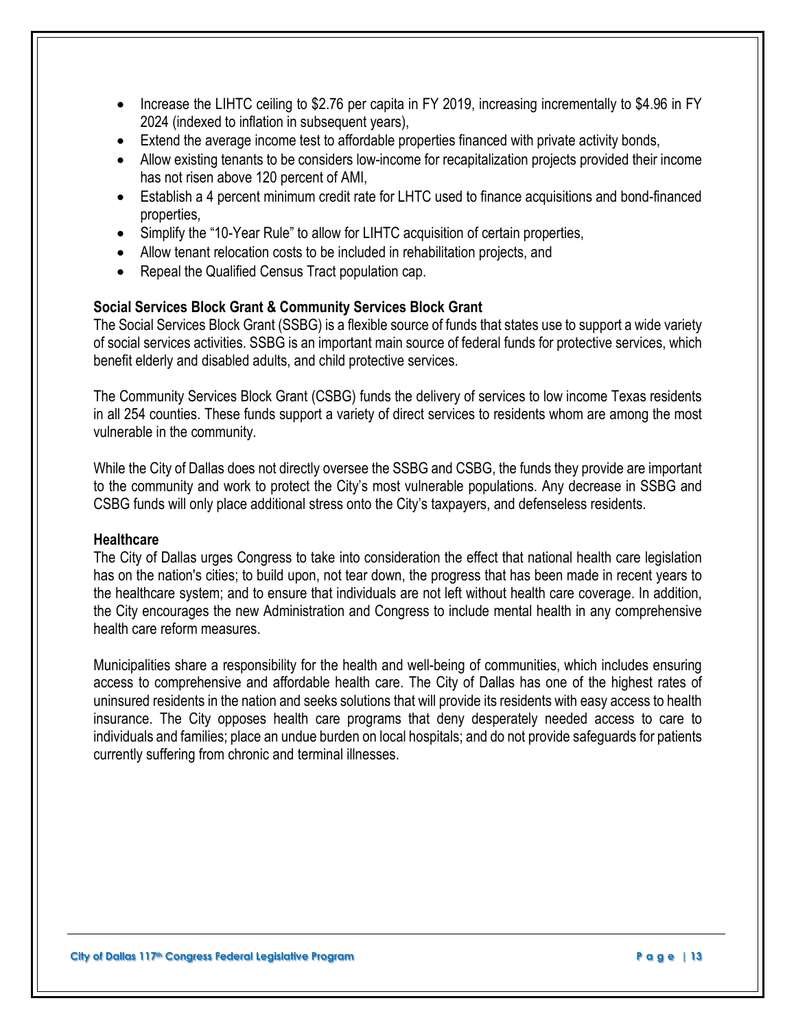- Increase the LIHTC ceiling to \$2.76 per capita in FY 2019, increasing incrementally to \$4.96 in FY 2024 (indexed to inflation in subsequent years),
- Extend the average income test to affordable properties financed with private activity bonds,
- Allow existing tenants to be considers low-income for recapitalization projects provided their income has not risen above 120 percent of AMI,
- Establish a 4 percent minimum credit rate for LHTC used to finance acquisitions and bond-financed properties,
- Simplify the "10-Year Rule" to allow for LIHTC acquisition of certain properties,
- Allow tenant relocation costs to be included in rehabilitation projects, and
- Repeal the Qualified Census Tract population cap.

**Social Services Block Grant & Community Services Block Grant**

The Social Services Block Grant (SSBG) is a flexible source of funds that states use to support a wide variety of social services activities. SSBG is an important main source of federal funds for protective services, which benefit elderly and disabled adults, and child protective services.

The Community Services Block Grant (CSBG) funds the delivery of services to low income Texas residents in all 254 counties. These funds support a variety of direct services to residents whom are among the most vulnerable in the community.

While the City of Dallas does not directly oversee the SSBG and CSBG, the funds they provide are important to the community and work to protect the City's most vulnerable populations. Any decrease in SSBG and CSBG funds will only place additional stress onto the City's taxpayers, and defenseless residents.

**Healthcare**

The City of Dallas urges Congress to take into consideration the effect that national health care legislation has on the nation's cities; to build upon, not tear down, the progress that has been made in recent years to the healthcare system; and to ensure that individuals are not left without health care coverage. In addition, the City encourages the new Administration and Congress to include mental health in any comprehensive health care reform measures.

Municipalities share a responsibility for the health and well-being of communities, which includes ensuring access to comprehensive and affordable health care. The City of Dallas has one of the highest rates of uninsured residents in the nation and seeks solutions that will provide its residents with easy access to health insurance. The City opposes health care programs that deny desperately needed access to care to individuals and families; place an undue burden on local hospitals; and do not provide safeguards for patients currently suffering from chronic and terminal illnesses.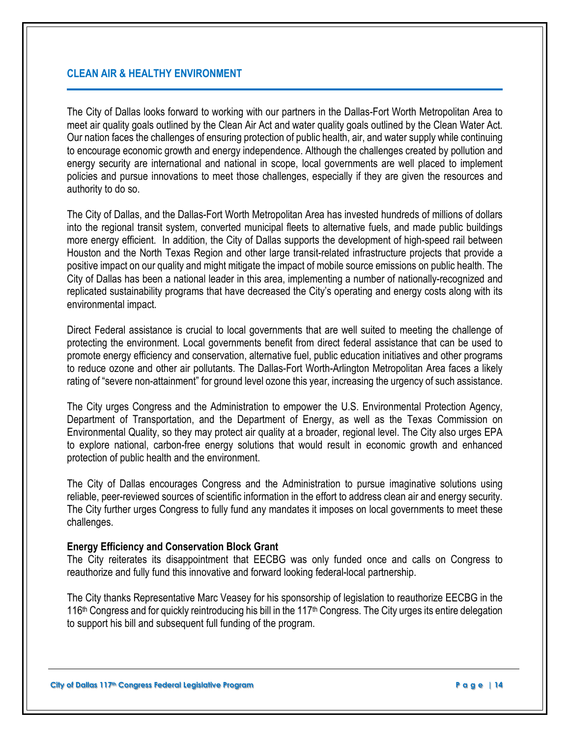## CLEAN AIR & HEALTHY ENVIRONMENT

The City of Dallas looks forward to working with our partners in the Dallas-Fort Worth Metropolitan Area to meet air quality goals outlined by the Clean Air Act and water quality goals outlined by the Clean Water Act. Our nation faces the challenges of ensuring protection of public health, air, and water supply while continuing to encourage economic growth and energy independence. Although the challenges created by pollution and energy security are international and national in scope, local governments are well placed to implement policies and pursue innovations to meet those challenges, especially if they are given the resources and authority to do so.

The City of Dallas, and the Dallas-Fort Worth Metropolitan Area has invested hundreds of millions of dollars into the regional transit system, converted municipal fleets to alternative fuels, and made public buildings more energy efficient. In addition, the City of Dallas supports the development of high-speed rail between Houston and the North Texas Region and other large transit-related infrastructure projects that provide a positive impact on our quality and might mitigate the impact of mobile source emissions on public health. The City of Dallas has been a national leader in this area, implementing a number of nationally-recognized and replicated sustainability programs that have decreased the City's operating and energy costs along with its environmental impact.

Direct Federal assistance is crucial to local governments that are well suited to meeting the challenge of protecting the environment. Local governments benefit from direct federal assistance that can be used to promote energy efficiency and conservation, alternative fuel, public education initiatives and other programs to reduce ozone and other air pollutants. The Dallas-Fort Worth-Arlington Metropolitan Area faces a likely rating of "severe non-attainment" for ground level ozone this year, increasing the urgency of such assistance.

The City urges Congress and the Administration to empower the U.S. Environmental Protection Agency, Department of Transportation, and the Department of Energy, as well as the Texas Commission on Environmental Quality, so they may protect air quality at a broader, regional level. The City also urges EPA to explore national, carbon-free energy solutions that would result in economic growth and enhanced protection of public health and the environment.

The City of Dallas encourages Congress and the Administration to pursue imaginative solutions using reliable, peer-reviewed sources of scientific information in the effort to address clean air and energy security. The City further urges Congress to fully fund any mandates it imposes on local governments to meet these challenges.

**Energy Efficiency and Conservation Block Grant**

The City reiterates its disappointment that EECBG was only funded once and calls on Congress to reauthorize and fully fund this innovative and forward looking federal-local partnership.

The City thanks Representative Marc Veasey for his sponsorship of legislation to reauthorize EECBG in the 116th Congress and for quickly reintroducing his bill in the 117th Congress. The City urges its entire delegation to support his bill and subsequent full funding of the program.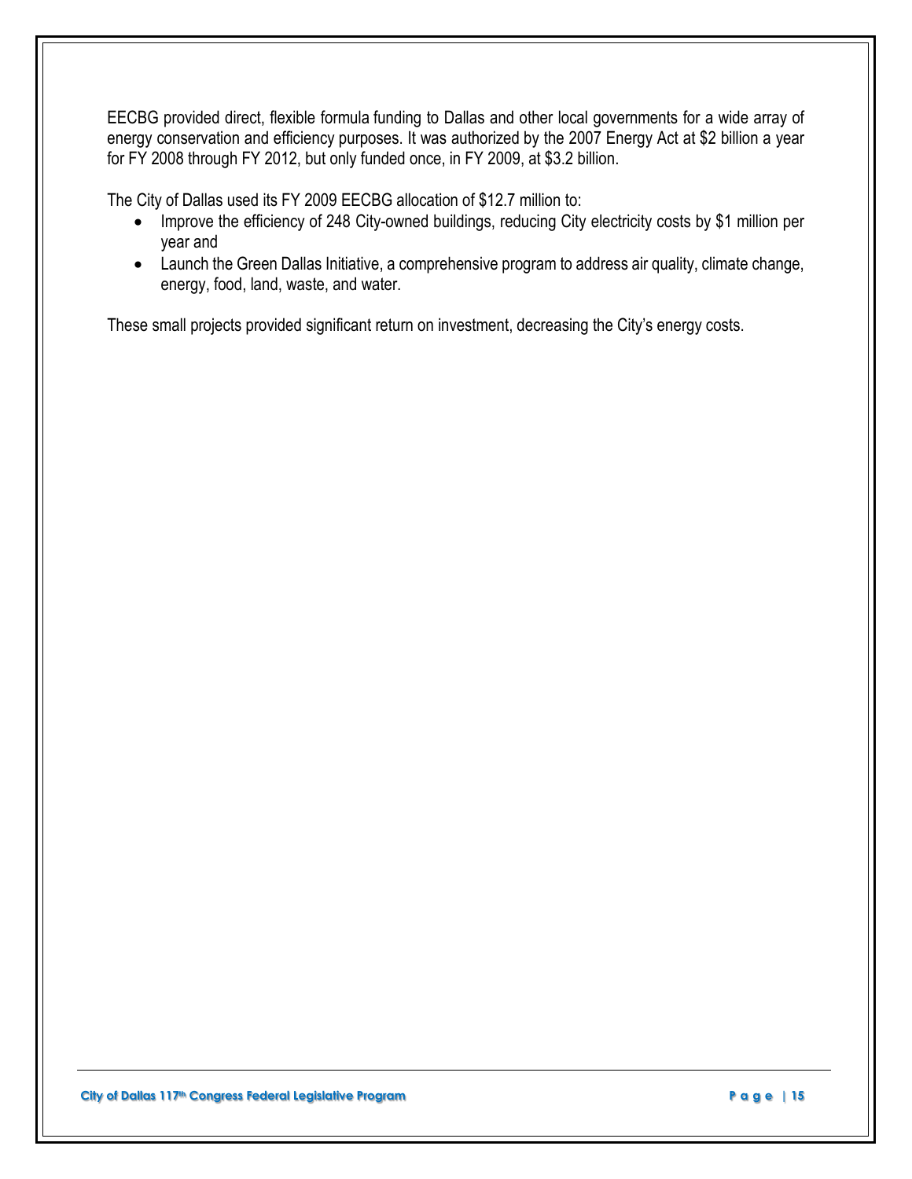EECBG provided direct, flexible formula funding to Dallas and other local governments for a wide array of energy conservation and efficiency purposes. It was authorized by the 2007 Energy Act at $2 billion a year for FY 2008 through FY 2012, but only funded once, in FY 2009, at $3.2 billion.

The City of Dallas used its FY 2009 EECBG allocation of $12.7 million to:

- Improve the efficiency of 248 City-owned buildings, reducing City electricity costs by $1 million per year and
- Launch the Green Dallas Initiative, a comprehensive program to address air quality, climate change, energy, food, land, waste, and water.

These small projects provided significant return on investment, decreasing the City's energy costs.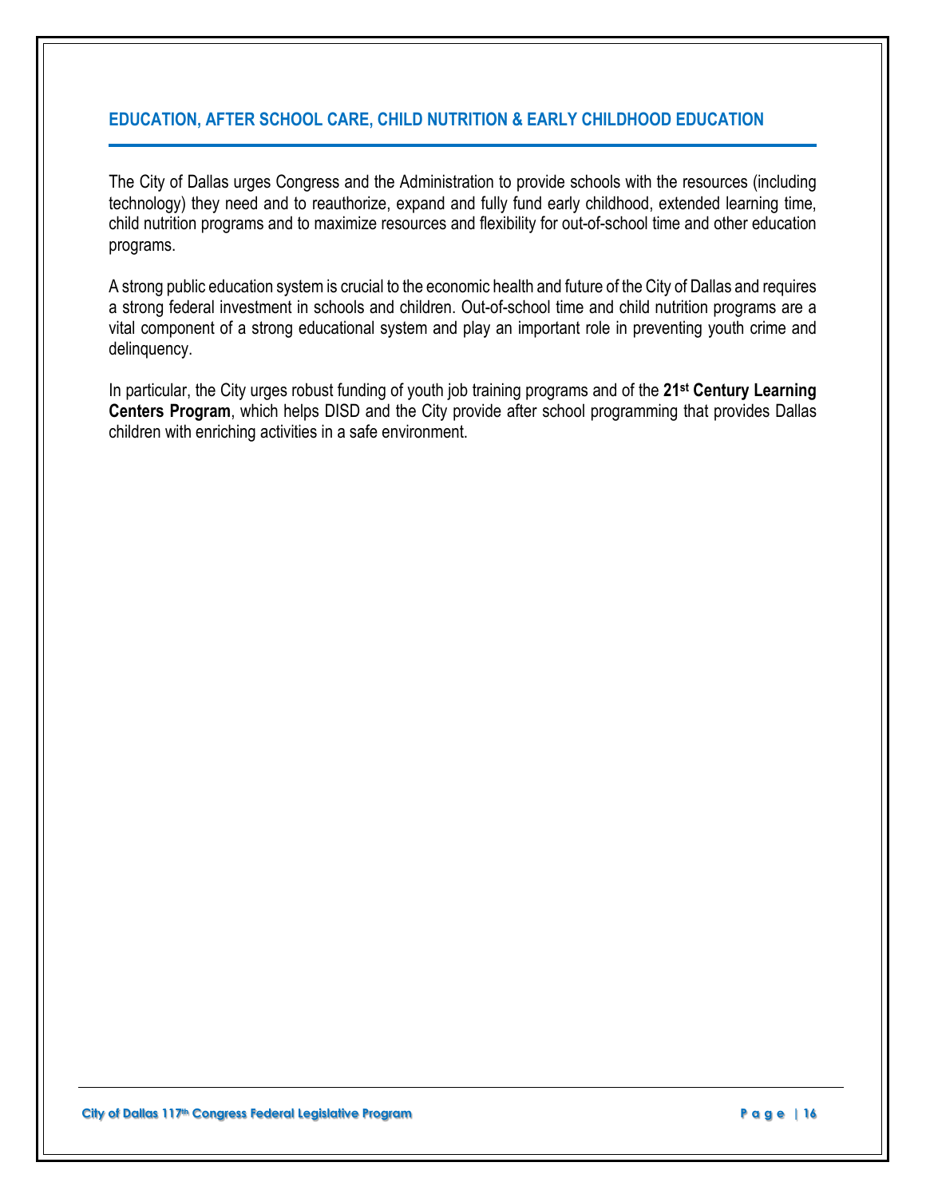## EDUCATION, AFTER SCHOOL CARE, CHILD NUTRITION & EARLY CHILDHOOD EDUCATION

The City of Dallas urges Congress and the Administration to provide schools with the resources (including technology) they need and to reauthorize, expand and fully fund early childhood, extended learning time, child nutrition programs and to maximize resources and flexibility for out-of-school time and other education programs.

A strong public education system is crucial to the economic health and future of the City of Dallas and requires a strong federal investment in schools and children. Out-of-school time and child nutrition programs are a vital component of a strong educational system and play an important role in preventing youth crime and delinquency.

In particular, the City urges robust funding of youth job training programs and of the **21st Century Learning Centers Program**, which helps DISD and the City provide after school programming that provides Dallas children with enriching activities in a safe environment.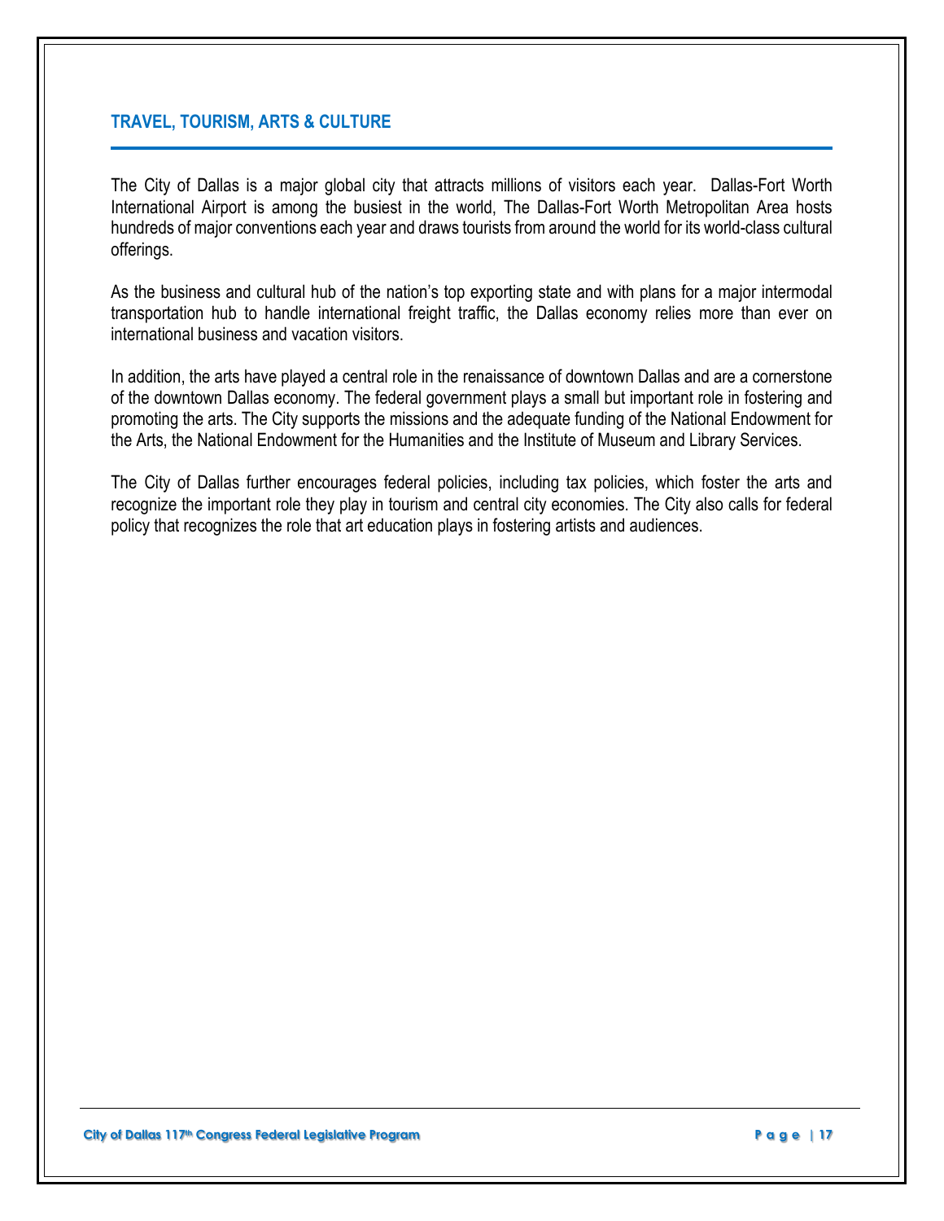## TRAVEL, TOURISM, ARTS & CULTURE

The City of Dallas is a major global city that attracts millions of visitors each year. Dallas-Fort Worth International Airport is among the busiest in the world, The Dallas-Fort Worth Metropolitan Area hosts hundreds of major conventions each year and draws tourists from around the world for its world-class cultural offerings.

As the business and cultural hub of the nation's top exporting state and with plans for a major intermodal transportation hub to handle international freight traffic, the Dallas economy relies more than ever on international business and vacation visitors.

In addition, the arts have played a central role in the renaissance of downtown Dallas and are a cornerstone of the downtown Dallas economy. The federal government plays a small but important role in fostering and promoting the arts. The City supports the missions and the adequate funding of the National Endowment for the Arts, the National Endowment for the Humanities and the Institute of Museum and Library Services.

The City of Dallas further encourages federal policies, including tax policies, which foster the arts and recognize the important role they play in tourism and central city economies. The City also calls for federal policy that recognizes the role that art education plays in fostering artists and audiences.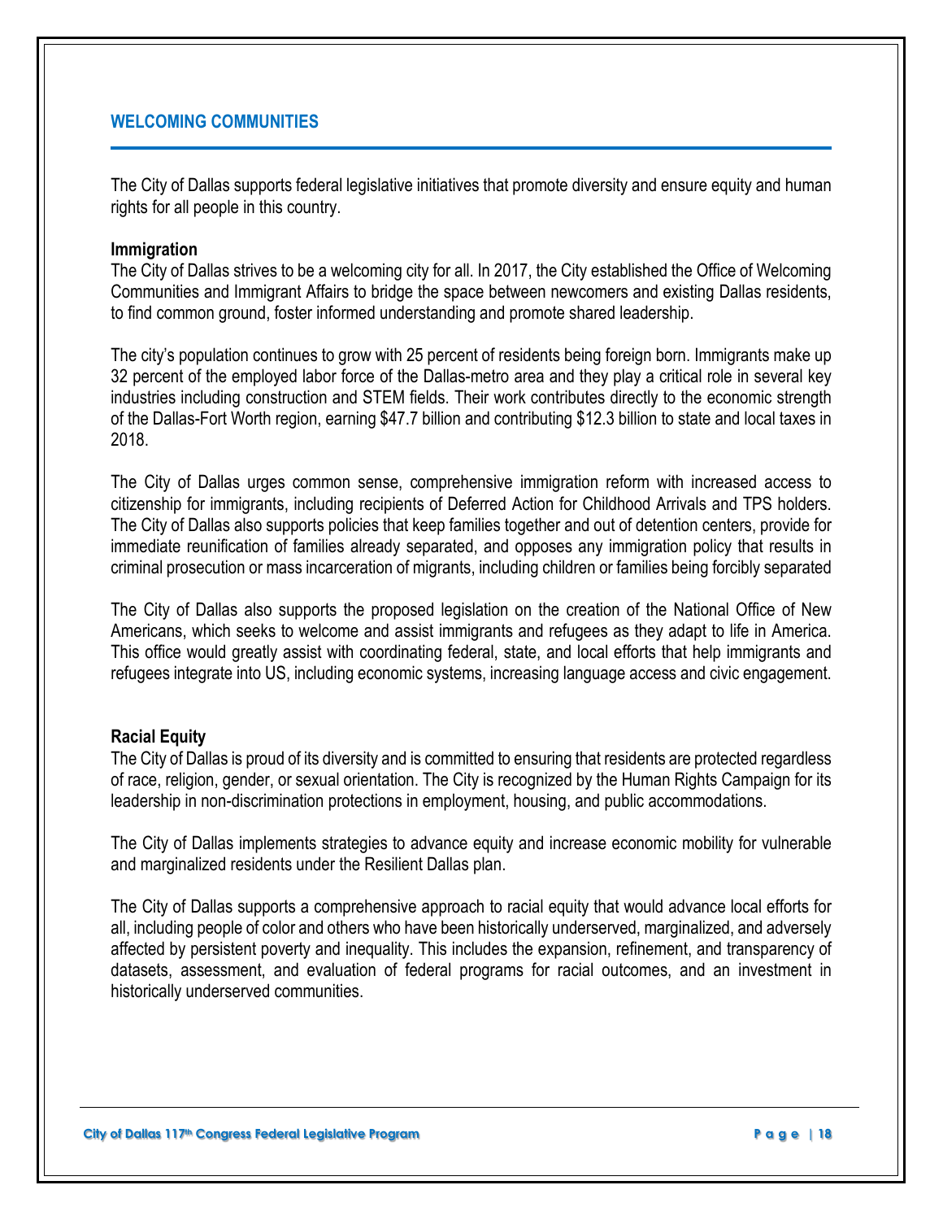## WELCOMING COMMUNITIES

The City of Dallas supports federal legislative initiatives that promote diversity and ensure equity and human rights for all people in this country.

### Immigration

The City of Dallas strives to be a welcoming city for all. In 2017, the City established the Office of Welcoming Communities and Immigrant Affairs to bridge the space between newcomers and existing Dallas residents, to find common ground, foster informed understanding and promote shared leadership.

The city's population continues to grow with 25 percent of residents being foreign born. Immigrants make up 32 percent of the employed labor force of the Dallas-metro area and they play a critical role in several key industries including construction and STEM fields. Their work contributes directly to the economic strength of the Dallas-Fort Worth region, earning $47.7 billion and contributing $12.3 billion to state and local taxes in 2018.

The City of Dallas urges common sense, comprehensive immigration reform with increased access to citizenship for immigrants, including recipients of Deferred Action for Childhood Arrivals and TPS holders. The City of Dallas also supports policies that keep families together and out of detention centers, provide for immediate reunification of families already separated, and opposes any immigration policy that results in criminal prosecution or mass incarceration of migrants, including children or families being forcibly separated

The City of Dallas also supports the proposed legislation on the creation of the National Office of New Americans, which seeks to welcome and assist immigrants and refugees as they adapt to life in America. This office would greatly assist with coordinating federal, state, and local efforts that help immigrants and refugees integrate into US, including economic systems, increasing language access and civic engagement.

### Racial Equity

The City of Dallas is proud of its diversity and is committed to ensuring that residents are protected regardless of race, religion, gender, or sexual orientation. The City is recognized by the Human Rights Campaign for its leadership in non-discrimination protections in employment, housing, and public accommodations.

The City of Dallas implements strategies to advance equity and increase economic mobility for vulnerable and marginalized residents under the Resilient Dallas plan.

The City of Dallas supports a comprehensive approach to racial equity that would advance local efforts for all, including people of color and others who have been historically underserved, marginalized, and adversely affected by persistent poverty and inequality. This includes the expansion, refinement, and transparency of datasets, assessment, and evaluation of federal programs for racial outcomes, and an investment in historically underserved communities.